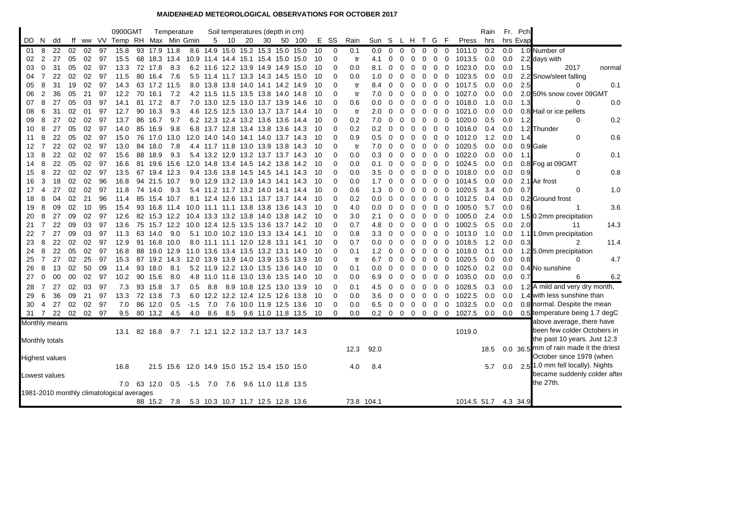# MAIDENHEAD METEOROLOGICAL OBSERVATIONS FOR OCTOBER 2017

| DD | N | dd | ff | ww | VV | 0900GMT Temp | RH | Max | Min | Gmin | Soil 5 | Soil 10 | Soil 20 | Soil 30 | Soil 50 | Soil 100 | E | SS | Rain | Sun | S | L | H | T | G | F | Press | Rain hrs | Fr. hrs | Pch Evap |
|---|---|---|---|---|---|---|---|---|---|---|---|---|---|---|---|---|---|---|---|---|---|---|---|---|---|---|---|---|---|---|
| 01 | 8 | 22 | 02 | 02 | 97 | 15.8 | 93 | 17.9 | 11.8 | 8.6 | 14.9 | 15.0 | 15.2 | 15.3 | 15.0 | 15.0 | 10 | 0 | 0.1 | 0.0 | 0 | 0 | 0 | 0 | 0 | 0 | 1011.0 | 0.2 | 0.0 | 1.0 |
| 02 | 2 | 27 | 05 | 02 | 97 | 15.5 | 68 | 18.3 | 13.4 | 10.9 | 11.4 | 14.4 | 15.1 | 15.4 | 15.0 | 15.0 | 10 | 0 | tr | 4.1 | 0 | 0 | 0 | 0 | 0 | 0 | 1013.5 | 0.0 | 0.0 | 2.2 |
| 03 | 0 | 31 | 05 | 02 | 97 | 13.3 | 72 | 17.8 | 8.3 | 6.2 | 11.6 | 12.2 | 13.9 | 14.9 | 14.9 | 15.0 | 10 | 0 | 0.0 | 8.1 | 0 | 0 | 0 | 0 | 0 | 0 | 1023.0 | 0.0 | 0.0 | 1.5 |
| 04 | 7 | 22 | 02 | 02 | 97 | 11.5 | 80 | 16.4 | 7.6 | 5.5 | 11.4 | 11.7 | 13.3 | 14.3 | 14.5 | 15.0 | 10 | 0 | 0.0 | 1.0 | 0 | 0 | 0 | 0 | 0 | 0 | 1023.5 | 0.0 | 0.0 | 2.2 |
| 05 | 8 | 31 | 19 | 02 | 97 | 14.3 | 63 | 17.2 | 11.5 | 8.0 | 13.8 | 13.8 | 14.0 | 14.1 | 14.2 | 14.9 | 10 | 0 | tr | 8.4 | 0 | 0 | 0 | 0 | 0 | 0 | 1017.5 | 0.0 | 0.0 | 2.5 |
| 06 | 2 | 36 | 05 | 21 | 97 | 12.2 | 70 | 16.1 | 7.2 | 4.2 | 11.5 | 11.5 | 13.5 | 13.8 | 14.0 | 14.8 | 10 | 0 | tr | 7.0 | 0 | 0 | 0 | 0 | 0 | 0 | 1027.0 | 0.0 | 0.0 | 2.0 |
| 07 | 8 | 27 | 05 | 03 | 97 | 14.1 | 81 | 17.2 | 8.7 | 7.0 | 13.0 | 12.5 | 13.0 | 13.7 | 13.9 | 14.6 | 10 | 0 | 0.6 | 0.0 | 0 | 0 | 0 | 0 | 0 | 0 | 1018.0 | 1.0 | 0.0 | 1.3 |
| 08 | 6 | 31 | 02 | 01 | 97 | 12.7 | 90 | 16.3 | 9.3 | 4.6 | 12.5 | 12.5 | 13.0 | 13.7 | 13.7 | 14.4 | 10 | 0 | tr | 2.0 | 0 | 0 | 0 | 0 | 0 | 0 | 1021.0 | 0.0 | 0.0 | 0.8 |
| 09 | 8 | 27 | 02 | 02 | 97 | 13.7 | 86 | 16.7 | 9.7 | 6.2 | 12.3 | 12.4 | 13.2 | 13.6 | 13.6 | 14.4 | 10 | 0 | 0.2 | 7.0 | 0 | 0 | 0 | 0 | 0 | 0 | 1020.0 | 0.5 | 0.0 | 1.2 |
| 10 | 8 | 27 | 05 | 02 | 97 | 14.0 | 85 | 16.9 | 9.8 | 6.8 | 13.7 | 12.8 | 13.4 | 13.8 | 13.6 | 14.3 | 10 | 0 | 0.2 | 0.2 | 0 | 0 | 0 | 0 | 0 | 0 | 1016.0 | 0.4 | 0.0 | 1.2 |
| 11 | 8 | 22 | 05 | 02 | 97 | 15.0 | 76 | 17.0 | 13.0 | 12.0 | 14.0 | 14.0 | 14.1 | 14.0 | 13.7 | 14.3 | 10 | 0 | 0.9 | 0.5 | 0 | 0 | 0 | 0 | 0 | 0 | 1012.0 | 1.2 | 0.0 | 1.4 |
| 12 | 7 | 22 | 02 | 02 | 97 | 13.0 | 84 | 18.0 | 7.8 | 4.4 | 11.7 | 11.8 | 13.0 | 13.9 | 13.8 | 14.3 | 10 | 0 | tr | 7.0 | 0 | 0 | 0 | 0 | 0 | 0 | 1020.5 | 0.0 | 0.0 | 0.9 |
| 13 | 8 | 22 | 02 | 02 | 97 | 15.6 | 88 | 18.9 | 9.3 | 5.4 | 13.2 | 12.9 | 13.2 | 13.7 | 13.7 | 14.3 | 10 | 0 | 0.0 | 0.3 | 0 | 0 | 0 | 0 | 0 | 0 | 1022.0 | 0.0 | 0.0 | 1.1 |
| 14 | 8 | 22 | 05 | 02 | 97 | 16.6 | 81 | 19.6 | 15.6 | 12.0 | 14.8 | 13.4 | 14.5 | 14.2 | 13.8 | 14.2 | 10 | 0 | 0.0 | 0.1 | 0 | 0 | 0 | 0 | 0 | 0 | 1024.5 | 0.0 | 0.0 | 0.8 |
| 15 | 8 | 22 | 02 | 02 | 97 | 13.5 | 67 | 19.4 | 12.3 | 9.4 | 13.6 | 13.8 | 14.5 | 14.5 | 14.1 | 14.3 | 10 | 0 | 0.0 | 3.5 | 0 | 0 | 0 | 0 | 0 | 0 | 1018.0 | 0.0 | 0.0 | 0.9 |
| 16 | 3 | 18 | 02 | 02 | 96 | 16.8 | 94 | 21.5 | 10.7 | 9.0 | 12.9 | 13.2 | 13.9 | 14.3 | 14.1 | 14.3 | 10 | 0 | 0.0 | 1.7 | 0 | 0 | 0 | 0 | 0 | 0 | 1014.5 | 0.0 | 0.0 | 2.1 |
| 17 | 4 | 27 | 02 | 02 | 97 | 11.8 | 74 | 14.0 | 9.3 | 5.4 | 11.2 | 11.7 | 13.2 | 14.0 | 14.1 | 14.4 | 10 | 0 | 0.6 | 1.3 | 0 | 0 | 0 | 0 | 0 | 0 | 1020.5 | 3.4 | 0.0 | 0.7 |
| 18 | 8 | 04 | 02 | 21 | 96 | 11.4 | 85 | 15.4 | 10.7 | 8.1 | 12.4 | 12.6 | 13.1 | 13.7 | 13.7 | 14.4 | 10 | 0 | 0.2 | 0.0 | 0 | 0 | 0 | 0 | 0 | 0 | 1012.5 | 0.4 | 0.0 | 0.2 |
| 19 | 8 | 09 | 02 | 10 | 95 | 15.4 | 93 | 16.8 | 11.4 | 10.0 | 11.1 | 11.1 | 13.8 | 13.8 | 13.6 | 14.3 | 10 | 0 | 4.0 | 0.0 | 0 | 0 | 0 | 0 | 0 | 0 | 1005.0 | 5.7 | 0.0 | 0.6 |
| 20 | 8 | 27 | 09 | 02 | 97 | 12.6 | 82 | 15.3 | 12.2 | 10.4 | 13.3 | 13.2 | 13.8 | 14.0 | 13.8 | 14.2 | 10 | 0 | 3.0 | 2.1 | 0 | 0 | 0 | 0 | 0 | 0 | 1005.0 | 2.4 | 0.0 | 1.5 |
| 21 | 7 | 22 | 09 | 03 | 97 | 13.6 | 75 | 15.7 | 12.2 | 10.0 | 12.4 | 12.5 | 13.5 | 13.6 | 13.7 | 14.2 | 10 | 0 | 0.7 | 4.8 | 0 | 0 | 0 | 0 | 0 | 0 | 1002.5 | 0.5 | 0.0 | 2.0 |
| 22 | 7 | 27 | 09 | 03 | 97 | 11.3 | 63 | 14.0 | 9.0 | 5.1 | 10.0 | 10.2 | 13.0 | 13.3 | 13.4 | 14.1 | 10 | 0 | 0.8 | 3.3 | 0 | 0 | 0 | 0 | 0 | 0 | 1013.0 | 1.0 | 0.0 | 1.1 |
| 23 | 8 | 22 | 02 | 02 | 97 | 12.9 | 91 | 16.8 | 10.0 | 8.0 | 11.1 | 11.1 | 12.0 | 12.8 | 13.1 | 14.1 | 10 | 0 | 0.7 | 0.0 | 0 | 0 | 0 | 0 | 0 | 0 | 1018.5 | 1.2 | 0.0 | 0.3 |
| 24 | 8 | 22 | 05 | 02 | 97 | 16.8 | 88 | 19.0 | 12.9 | 11.0 | 13.6 | 13.4 | 13.5 | 13.2 | 13.1 | 14.0 | 10 | 0 | 0.1 | 1.2 | 0 | 0 | 0 | 0 | 0 | 0 | 1018.0 | 0.1 | 0.0 | 1.2 |
| 25 | 7 | 27 | 02 | 25 | 97 | 15.3 | 87 | 19.2 | 14.3 | 12.0 | 13.9 | 13.9 | 14.0 | 13.9 | 13.5 | 13.9 | 10 | 0 | tr | 6.7 | 0 | 0 | 0 | 0 | 0 | 0 | 1020.5 | 0.0 | 0.0 | 0.8 |
| 26 | 8 | 13 | 02 | 50 | 09 | 11.4 | 93 | 18.0 | 8.1 | 5.2 | 11.9 | 12.2 | 13.0 | 13.5 | 13.6 | 14.0 | 10 | 0 | 0.1 | 0.0 | 0 | 0 | 0 | 0 | 0 | 0 | 1025.0 | 0.2 | 0.0 | 0.4 |
| 27 | 0 | 00 | 00 | 02 | 97 | 10.2 | 90 | 15.6 | 8.0 | 4.8 | 11.0 | 11.6 | 13.0 | 13.6 | 13.5 | 14.0 | 10 | 0 | 0.0 | 6.9 | 0 | 0 | 0 | 0 | 0 | 0 | 1035.0 | 0.0 | 0.0 | 0.7 |
| 28 | 7 | 27 | 02 | 03 | 97 | 7.3 | 93 | 15.8 | 3.7 | 0.5 | 8.8 | 8.9 | 10.8 | 12.5 | 13.0 | 13.9 | 10 | 0 | 0.1 | 4.5 | 0 | 0 | 0 | 0 | 0 | 0 | 1028.5 | 0.3 | 0.0 | 1.2 |
| 29 | 6 | 36 | 09 | 21 | 97 | 13.3 | 72 | 13.8 | 7.3 | 6.0 | 12.2 | 12.2 | 12.4 | 12.5 | 12.6 | 13.8 | 10 | 0 | 0.0 | 3.6 | 0 | 0 | 0 | 0 | 0 | 0 | 1022.5 | 0.0 | 0.0 | 1.4 |
| 30 | 4 | 27 | 02 | 02 | 97 | 7.0 | 86 | 12.0 | 0.5 | -1.5 | 7.0 | 7.6 | 10.0 | 11.9 | 12.5 | 13.6 | 10 | 0 | 0.0 | 6.5 | 0 | 0 | 0 | 0 | 0 | 0 | 1032.5 | 0.0 | 0.0 | 0.8 |
| 31 | 7 | 22 | 02 | 02 | 97 | 9.5 | 80 | 13.2 | 4.5 | 4.0 | 8.6 | 8.5 | 9.6 | 11.0 | 11.8 | 13.5 | 10 | 0 | 0.0 | 0.2 | 0 | 0 | 0 | 0 | 0 | 0 | 1027.5 | 0.0 | 0.0 | 0.5 |
| **Monthly means** | | | | | | 13.1 | 82 | 16.8 | 9.7 | 7.1 | 12.1 | 12.2 | 13.2 | 13.7 | 13.7 | 14.3 | | | | | | | | | | | 1019.0 | | | |
| **Monthly totals** | | | | | | | | | | | | | | | | | | | 12.3 | 92.0 | | | | | | | | 18.5 | 0.0 | 36.5 |
| **Highest values** | | | | | | 16.8 | | 21.5 | 15.6 | 12.0 | 14.9 | 15.0 | 15.2 | 15.4 | 15.0 | 15.0 | | | 4.0 | 8.4 | | | | | | | | 5.7 | 0.0 | 2.5 |
| **Lowest values** | | | | | | 7.0 | 63 | 12.0 | 0.5 | -1.5 | 7.0 | 7.6 | 9.6 | 11.0 | 11.8 | 13.5 | | | | | | | | | | | | | | |
| **1981-2010 monthly climatological averages** | | | | | | | 88 | 15.2 | 7.8 | 5.3 | 10.3 | 10.7 | 11.7 | 12.5 | 12.8 | 13.6 | | | 73.8 | 104.1 | | | | | | | 1014.5 | 51.7 | 4.3 | 34.9 |

| Number of days with | 2017 | normal |
|---|---|---|
| Snow/sleet falling | 0 | 0.1 |
| 50% snow cover 09GMT | 0 | 0.0 |
| Hail or ice pellets | 0 | 0.2 |
| Thunder | 0 | 0.6 |
| Gale | 0 | 0.1 |
| Fog at 09GMT | 0 | 0.8 |
| Air frost | 0 | 1.0 |
| Ground frost | 1 | 3.6 |
| 0.2mm precipitation | 11 | 14.3 |
| 1.0mm precipitation | 2 | 11.4 |
| 5.0mm precipitation | 0 | 4.7 |
| No sunshine | 6 | 6.2 |

A mild and very dry month, with less sunshine than normal. Despite the mean temperature being 1.7 degC above average, there have been few colder Octobers in the past 10 years. Just 12.3 mm of rain made it the driest October since 1978 (when 1.0 mm fell locally). Nights became suddenly colder after the 27th.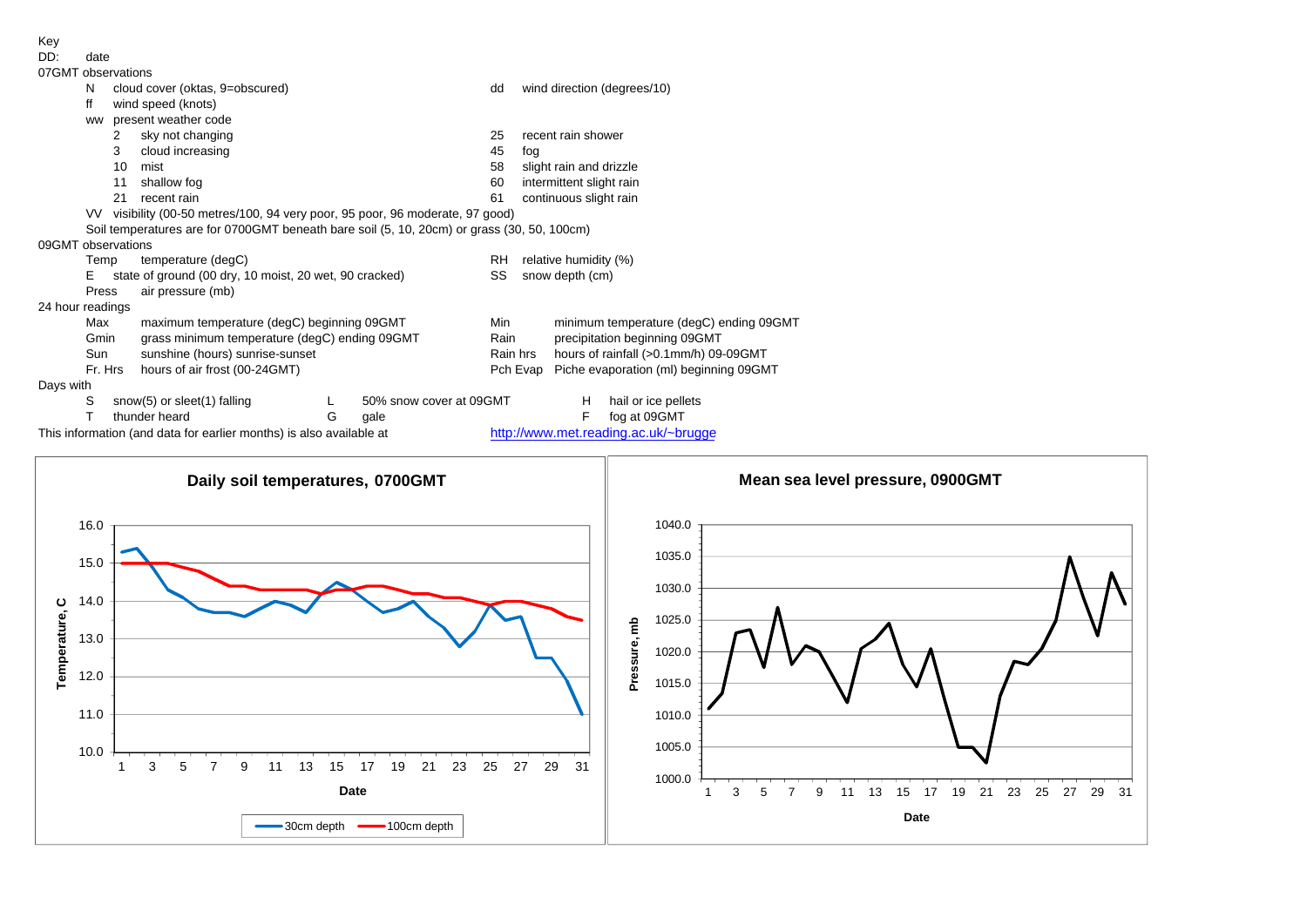Key

DD: date

07GMT observations

- N cloud cover (oktas, 9=obscured)
- dd wind direction (degrees/10)
- ff wind speed (knots)
- ww present weather code

| Code | Description | Code | Description |
|---|---|---|---|
| 2 | sky not changing | 25 | recent rain shower |
| 3 | cloud increasing | 45 | fog |
| 10 | mist | 58 | slight rain and drizzle |
| 11 | shallow fog | 60 | intermittent slight rain |
| 21 | recent rain | 61 | continuous slight rain |

- VV visibility (00-50 metres/100, 94 very poor, 95 poor, 96 moderate, 97 good)
- Soil temperatures are for 0700GMT beneath bare soil (5, 10, 20cm) or grass (30, 50, 100cm)

09GMT observations

- Temp temperature (degC)
- RH relative humidity (%)
- E state of ground (00 dry, 10 moist, 20 wet, 90 cracked)
- SS snow depth (cm)
- Press air pressure (mb)

24 hour readings

- Max maximum temperature (degC) beginning 09GMT
- Min minimum temperature (degC) ending 09GMT
- Gmin grass minimum temperature (degC) ending 09GMT
- Rain precipitation beginning 09GMT
- Sun sunshine (hours) sunrise-sunset
- Rain hrs hours of rainfall (>0.1mm/h) 09-09GMT
- Fr. Hrs hours of air frost (00-24GMT)
- Pch Evap Piche evaporation (ml) beginning 09GMT

Days with

- S snow(5) or sleet(1) falling
- L 50% snow cover at 09GMT
- H hail or ice pellets
- T thunder heard
- G gale
- F fog at 09GMT

This information (and data for earlier months) is also available at http://www.met.reading.ac.uk/~brugge

**Daily soil temperatures, 0700GMT**

Temperature, C (vertical axis 10.0–16.0); Date (horizontal axis 1–31); Legend: 30cm depth, 100cm depth

**Mean sea level pressure, 0900GMT**

Pressure, mb (vertical axis 1000.0–1040.0); Date (horizontal axis 1–31)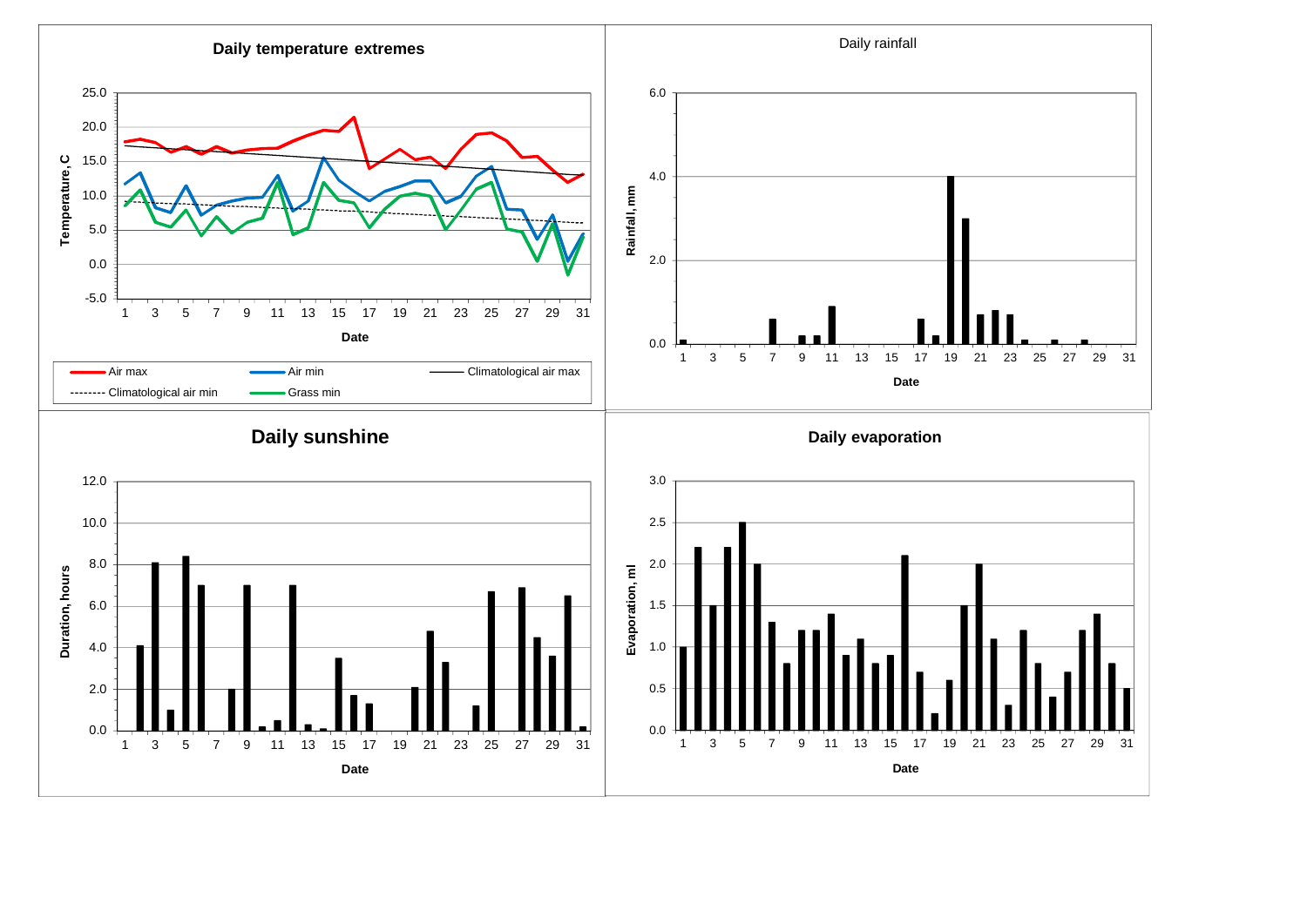**Daily temperature extremes**

Temperature, C

25.0
20.0
15.0
10.0
5.0
0.0
-5.0

1 3 5 7 9 11 13 15 17 19 21 23 25 27 29 31

Date

Air max
Air min
Climatological air max
Climatological air min
Grass min

Daily rainfall

Rainfall, mm

6.0
4.0
2.0
0.0

1 3 5 7 9 11 13 15 17 19 21 23 25 27 29 31

Date

**Daily sunshine**

Duration, hours

12.0
10.0
8.0
6.0
4.0
2.0
0.0

1 3 5 7 9 11 13 15 17 19 21 23 25 27 29 31

Date

**Daily evaporation**

Evaporation, ml

3.0
2.5
2.0
1.5
1.0
0.5
0.0

1 3 5 7 9 11 13 15 17 19 21 23 25 27 29 31

Date